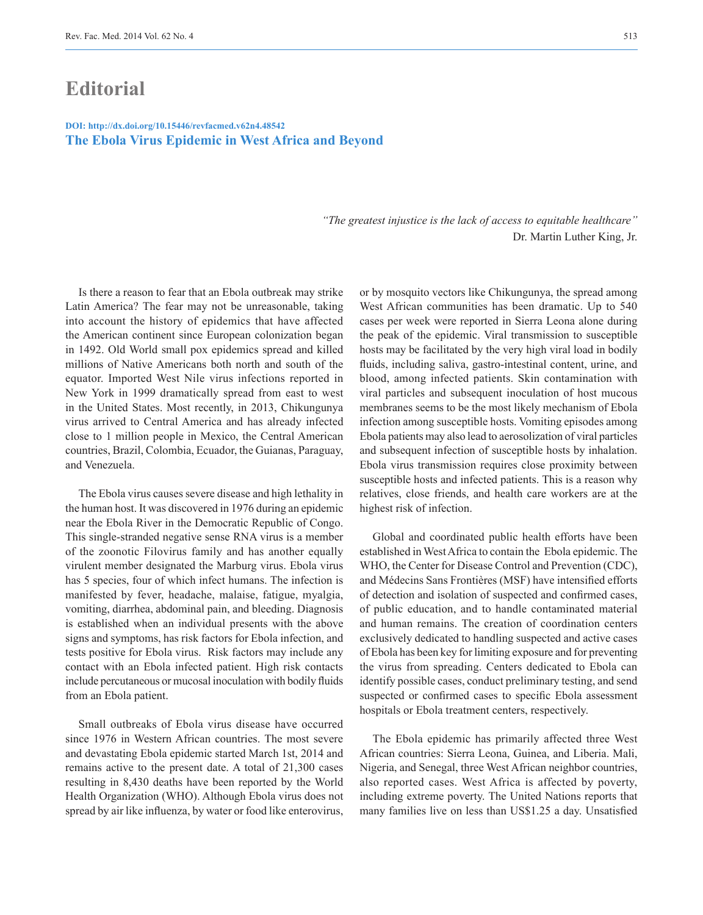# Editorial

**DOI: http://dx.doi.org/10.15446/revfacmed.v62n4.48542**

## The Ebola Virus Epidemic in West Africa and Beyond

*"The greatest injustice is the lack of access to equitable healthcare"*
Dr. Martin Luther King, Jr.

Is there a reason to fear that an Ebola outbreak may strike Latin America? The fear may not be unreasonable, taking into account the history of epidemics that have affected the American continent since European colonization began in 1492. Old World small pox epidemics spread and killed millions of Native Americans both north and south of the equator. Imported West Nile virus infections reported in New York in 1999 dramatically spread from east to west in the United States. Most recently, in 2013, Chikungunya virus arrived to Central America and has already infected close to 1 million people in Mexico, the Central American countries, Brazil, Colombia, Ecuador, the Guianas, Paraguay, and Venezuela.

The Ebola virus causes severe disease and high lethality in the human host. It was discovered in 1976 during an epidemic near the Ebola River in the Democratic Republic of Congo. This single-stranded negative sense RNA virus is a member of the zoonotic Filovirus family and has another equally virulent member designated the Marburg virus. Ebola virus has 5 species, four of which infect humans. The infection is manifested by fever, headache, malaise, fatigue, myalgia, vomiting, diarrhea, abdominal pain, and bleeding. Diagnosis is established when an individual presents with the above signs and symptoms, has risk factors for Ebola infection, and tests positive for Ebola virus. Risk factors may include any contact with an Ebola infected patient. High risk contacts include percutaneous or mucosal inoculation with bodily fluids from an Ebola patient.

Small outbreaks of Ebola virus disease have occurred since 1976 in Western African countries. The most severe and devastating Ebola epidemic started March 1st, 2014 and remains active to the present date. A total of 21,300 cases resulting in 8,430 deaths have been reported by the World Health Organization (WHO). Although Ebola virus does not spread by air like influenza, by water or food like enterovirus, or by mosquito vectors like Chikungunya, the spread among West African communities has been dramatic. Up to 540 cases per week were reported in Sierra Leona alone during the peak of the epidemic. Viral transmission to susceptible hosts may be facilitated by the very high viral load in bodily fluids, including saliva, gastro-intestinal content, urine, and blood, among infected patients. Skin contamination with viral particles and subsequent inoculation of host mucous membranes seems to be the most likely mechanism of Ebola infection among susceptible hosts. Vomiting episodes among Ebola patients may also lead to aerosolization of viral particles and subsequent infection of susceptible hosts by inhalation. Ebola virus transmission requires close proximity between susceptible hosts and infected patients. This is a reason why relatives, close friends, and health care workers are at the highest risk of infection.

Global and coordinated public health efforts have been established in West Africa to contain the Ebola epidemic. The WHO, the Center for Disease Control and Prevention (CDC), and Médecins Sans Frontières (MSF) have intensified efforts of detection and isolation of suspected and confirmed cases, of public education, and to handle contaminated material and human remains. The creation of coordination centers exclusively dedicated to handling suspected and active cases of Ebola has been key for limiting exposure and for preventing the virus from spreading. Centers dedicated to Ebola can identify possible cases, conduct preliminary testing, and send suspected or confirmed cases to specific Ebola assessment hospitals or Ebola treatment centers, respectively.

The Ebola epidemic has primarily affected three West African countries: Sierra Leona, Guinea, and Liberia. Mali, Nigeria, and Senegal, three West African neighbor countries, also reported cases. West Africa is affected by poverty, including extreme poverty. The United Nations reports that many families live on less than US$1.25 a day. Unsatisfied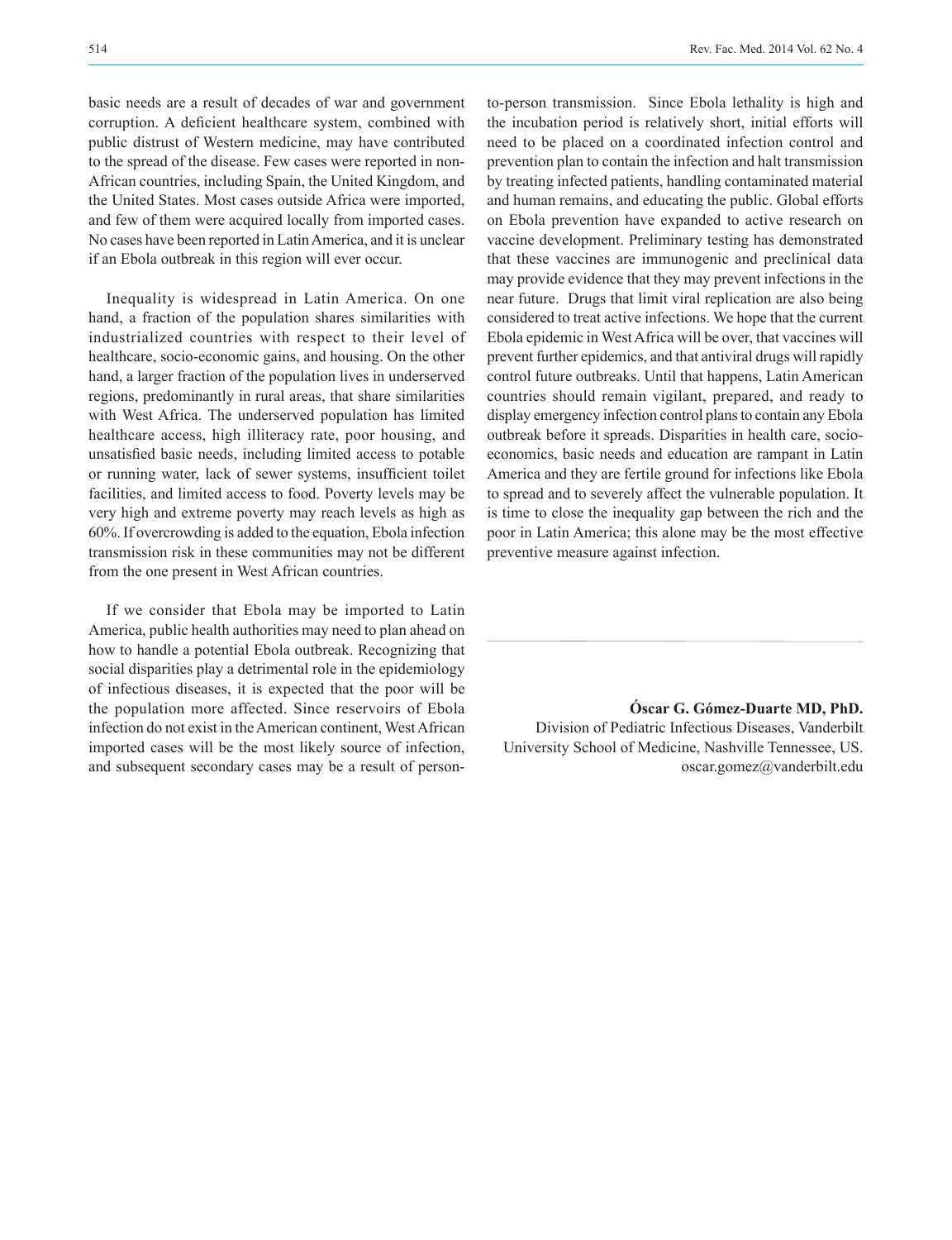basic needs are a result of decades of war and government corruption. A deficient healthcare system, combined with public distrust of Western medicine, may have contributed to the spread of the disease. Few cases were reported in non-African countries, including Spain, the United Kingdom, and the United States. Most cases outside Africa were imported, and few of them were acquired locally from imported cases. No cases have been reported in Latin America, and it is unclear if an Ebola outbreak in this region will ever occur.

Inequality is widespread in Latin America. On one hand, a fraction of the population shares similarities with industrialized countries with respect to their level of healthcare, socio-economic gains, and housing. On the other hand, a larger fraction of the population lives in underserved regions, predominantly in rural areas, that share similarities with West Africa. The underserved population has limited healthcare access, high illiteracy rate, poor housing, and unsatisfied basic needs, including limited access to potable or running water, lack of sewer systems, insufficient toilet facilities, and limited access to food. Poverty levels may be very high and extreme poverty may reach levels as high as 60%. If overcrowding is added to the equation, Ebola infection transmission risk in these communities may not be different from the one present in West African countries.

If we consider that Ebola may be imported to Latin America, public health authorities may need to plan ahead on how to handle a potential Ebola outbreak. Recognizing that social disparities play a detrimental role in the epidemiology of infectious diseases, it is expected that the poor will be the population more affected. Since reservoirs of Ebola infection do not exist in the American continent, West African imported cases will be the most likely source of infection, and subsequent secondary cases may be a result of person-to-person transmission. Since Ebola lethality is high and the incubation period is relatively short, initial efforts will need to be placed on a coordinated infection control and prevention plan to contain the infection and halt transmission by treating infected patients, handling contaminated material and human remains, and educating the public. Global efforts on Ebola prevention have expanded to active research on vaccine development. Preliminary testing has demonstrated that these vaccines are immunogenic and preclinical data may provide evidence that they may prevent infections in the near future. Drugs that limit viral replication are also being considered to treat active infections. We hope that the current Ebola epidemic in West Africa will be over, that vaccines will prevent further epidemics, and that antiviral drugs will rapidly control future outbreaks. Until that happens, Latin American countries should remain vigilant, prepared, and ready to display emergency infection control plans to contain any Ebola outbreak before it spreads. Disparities in health care, socio-economics, basic needs and education are rampant in Latin America and they are fertile ground for infections like Ebola to spread and to severely affect the vulnerable population. It is time to close the inequality gap between the rich and the poor in Latin America; this alone may be the most effective preventive measure against infection.

---

**Óscar G. Gómez-Duarte MD, PhD.**
Division of Pediatric Infectious Diseases, Vanderbilt University School of Medicine, Nashville Tennessee, US.
oscar.gomez@vanderbilt.edu